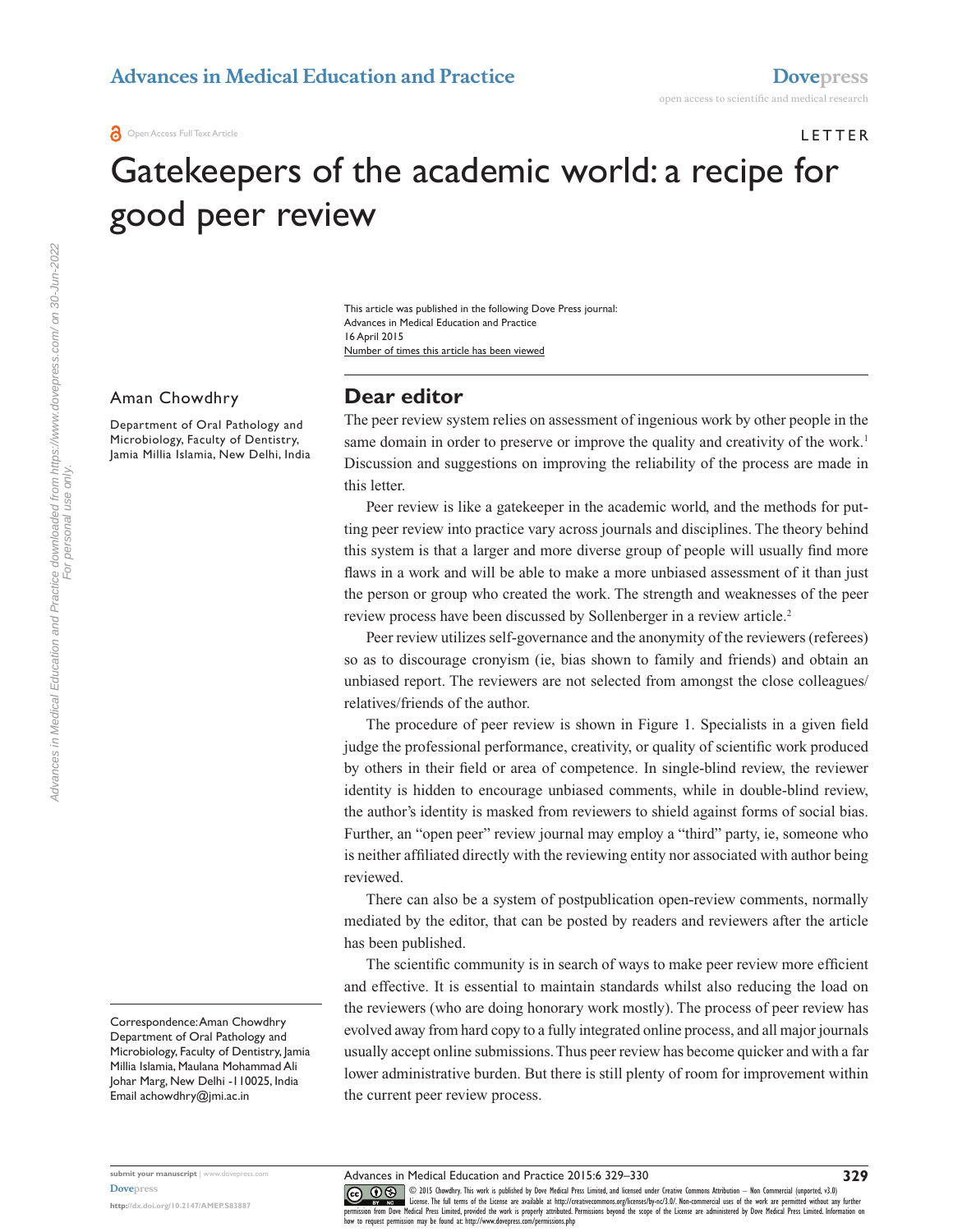LETTER

# Gatekeepers of the academic world: a recipe for good peer review

This article was published in the following Dove Press journal:
Advances in Medical Education and Practice
16 April 2015
Number of times this article has been viewed

Aman Chowdhry

Department of Oral Pathology and Microbiology, Faculty of Dentistry, Jamia Millia Islamia, New Delhi, India

Correspondence: Aman Chowdhry
Department of Oral Pathology and Microbiology, Faculty of Dentistry, Jamia Millia Islamia, Maulana Mohammad Ali Johar Marg, New Delhi -110025, India
Email achowdhry@jmi.ac.in

## Dear editor

The peer review system relies on assessment of ingenious work by other people in the same domain in order to preserve or improve the quality and creativity of the work.[1] Discussion and suggestions on improving the reliability of the process are made in this letter.

Peer review is like a gatekeeper in the academic world, and the methods for putting peer review into practice vary across journals and disciplines. The theory behind this system is that a larger and more diverse group of people will usually find more flaws in a work and will be able to make a more unbiased assessment of it than just the person or group who created the work. The strength and weaknesses of the peer review process have been discussed by Sollenberger in a review article.[2]

Peer review utilizes self-governance and the anonymity of the reviewers (referees) so as to discourage cronyism (ie, bias shown to family and friends) and obtain an unbiased report. The reviewers are not selected from amongst the close colleagues/relatives/friends of the author.

The procedure of peer review is shown in Figure 1. Specialists in a given field judge the professional performance, creativity, or quality of scientific work produced by others in their field or area of competence. In single-blind review, the reviewer identity is hidden to encourage unbiased comments, while in double-blind review, the author's identity is masked from reviewers to shield against forms of social bias. Further, an "open peer" review journal may employ a "third" party, ie, someone who is neither affiliated directly with the reviewing entity nor associated with author being reviewed.

There can also be a system of postpublication open-review comments, normally mediated by the editor, that can be posted by readers and reviewers after the article has been published.

The scientific community is in search of ways to make peer review more efficient and effective. It is essential to maintain standards whilst also reducing the load on the reviewers (who are doing honorary work mostly). The process of peer review has evolved away from hard copy to a fully integrated online process, and all major journals usually accept online submissions. Thus peer review has become quicker and with a far lower administrative burden. But there is still plenty of room for improvement within the current peer review process.

© 2015 Chowdhry. This work is published by Dove Medical Press Limited, and licensed under Creative Commons Attribution – Non Commercial (unported, v3.0) License. The full terms of the License are available at http://creativecommons.org/licenses/by-nc/3.0/. Non-commercial uses of the work are permitted without any further permission from Dove Medical Press Limited, provided the work is properly attributed. Permissions beyond the scope of the License are administered by Dove Medical Press Limited. Information on how to request permission may be found at: http://www.dovepress.com/permissions.php

http://dx.doi.org/10.2147/AMEP.S83887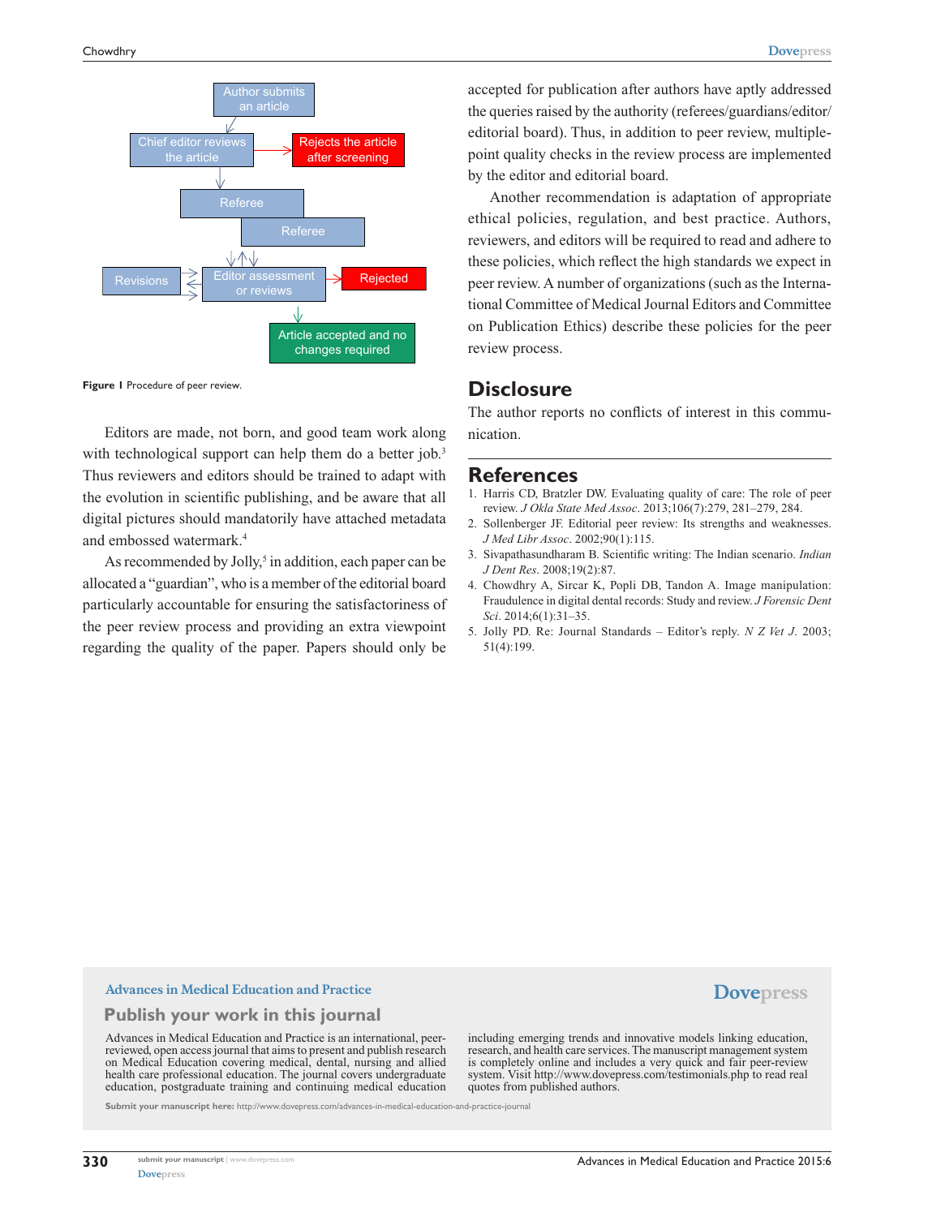Author submits an article

Chief editor reviews the article

Rejects the article after screening

Referee

Referee

Revisions

Editor assessment or reviews

Rejected

Article accepted and no changes required

**Figure 1** Procedure of peer review.

Editors are made, not born, and good team work along with technological support can help them do a better job.[3] Thus reviewers and editors should be trained to adapt with the evolution in scientific publishing, and be aware that all digital pictures should mandatorily have attached metadata and embossed watermark.[4]

As recommended by Jolly,[5] in addition, each paper can be allocated a "guardian", who is a member of the editorial board particularly accountable for ensuring the satisfactoriness of the peer review process and providing an extra viewpoint regarding the quality of the paper. Papers should only be accepted for publication after authors have aptly addressed the queries raised by the authority (referees/guardians/editor/editorial board). Thus, in addition to peer review, multiple-point quality checks in the review process are implemented by the editor and editorial board.

Another recommendation is adaptation of appropriate ethical policies, regulation, and best practice. Authors, reviewers, and editors will be required to read and adhere to these policies, which reflect the high standards we expect in peer review. A number of organizations (such as the International Committee of Medical Journal Editors and Committee on Publication Ethics) describe these policies for the peer review process.

## Disclosure

The author reports no conflicts of interest in this communication.

## References

1. Harris CD, Bratzler DW. Evaluating quality of care: The role of peer review. *J Okla State Med Assoc*. 2013;106(7):279, 281–279, 284.
2. Sollenberger JF. Editorial peer review: Its strengths and weaknesses. *J Med Libr Assoc*. 2002;90(1):115.
3. Sivapathasundharam B. Scientific writing: The Indian scenario. *Indian J Dent Res*. 2008;19(2):87.
4. Chowdhry A, Sircar K, Popli DB, Tandon A. Image manipulation: Fraudulence in digital dental records: Study and review. *J Forensic Dent Sci*. 2014;6(1):31–35.
5. Jolly PD. Re: Journal Standards – Editor's reply. *N Z Vet J*. 2003;51(4):199.

**Advances in Medical Education and Practice**

**Publish your work in this journal**

Advances in Medical Education and Practice is an international, peer-reviewed, open access journal that aims to present and publish research on Medical Education covering medical, dental, nursing and allied health care professional education. The journal covers undergraduate education, postgraduate training and continuing medical education including emerging trends and innovative models linking education, research, and health care services. The manuscript management system is completely online and includes a very quick and fair peer-review system. Visit http://www.dovepress.com/testimonials.php to read real quotes from published authors.

**Submit your manuscript here:** http://www.dovepress.com/advances-in-medical-education-and-practice-journal